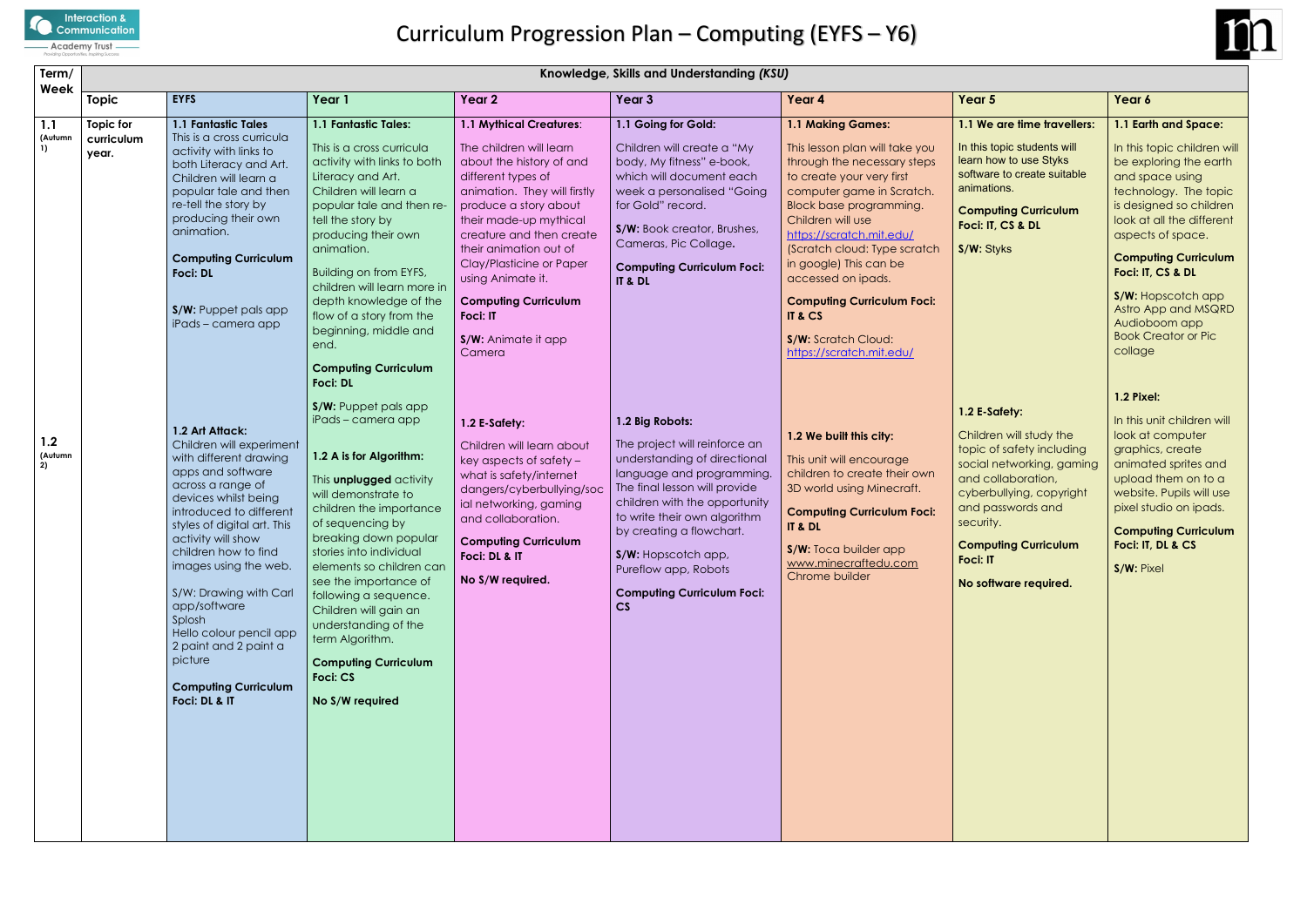# Curriculum Progression Plan – Computing (EYFS – Y6)

| Term/ Week | Knowledge, Skills and Understanding *(KSU)* | | | | | | | |
|---|---|---|---|---|---|---|---|---|
| | **Topic** | **EYFS** | **Year 1** | **Year 2** | **Year 3** | **Year 4** | **Year 5** | **Year 6** |
| **1.1** (Autumn 1) | **Topic for curriculum year.** | **1.1 Fantastic Tales** This is a cross curricula activity with links to both Literacy and Art. Children will learn a popular tale and then re-tell the story by producing their own animation. **Computing Curriculum Foci: DL** **S/W:** Puppet pals app iPads – camera app | **1.1 Fantastic Tales:** This is a cross curricula activity with links to both Literacy and Art. Children will learn a popular tale and then re-tell the story by producing their own animation. Building on from EYFS, children will learn more in depth knowledge of the flow of a story from the beginning, middle and end. **Computing Curriculum Foci: DL** **S/W:** Puppet pals app iPads – camera app | **1.1 Mythical Creatures**: The children will learn about the history of and different types of animation. They will firstly produce a story about their made-up mythical creature and then create their animation out of Clay/Plasticine or Paper using Animate it. **Computing Curriculum Foci: IT** **S/W:** Animate it app Camera | **1.1 Going for Gold:** Children will create a "My body, My fitness" e-book, which will document each week a personalised "Going for Gold" record. **S/W:** Book creator, Brushes, Cameras, Pic Collage**.** **Computing Curriculum Foci: IT & DL** | **1.1 Making Games:** This lesson plan will take you through the necessary steps to create your very first computer game in Scratch. Block base programming. Children will use https://scratch.mit.edu/ (Scratch cloud: Type scratch in google) This can be accessed on ipads. **Computing Curriculum Foci: IT & CS** **S/W:** Scratch Cloud: https://scratch.mit.edu/ | **1.1 We are time travellers:** In this topic students will learn how to use Styks software to create suitable animations. **Computing Curriculum Foci: IT, CS & DL** **S/W:** Styks | **1.1 Earth and Space:** In this topic children will be exploring the earth and space using technology. The topic is designed so children look at all the different aspects of space. **Computing Curriculum Foci: IT, CS & DL** **S/W:** Hopscotch app Astro App and MSQRD Audioboom app Book Creator or Pic collage |
| **1.2** (Autumn 2) | | **1.2 Art Attack:** Children will experiment with different drawing apps and software across a range of devices whilst being introduced to different styles of digital art. This activity will show children how to find images using the web. S/W: Drawing with Carl app/software Splosh Hello colour pencil app 2 paint and 2 paint a picture **Computing Curriculum Foci: DL & IT** | **1.2 A is for Algorithm:** This **unplugged** activity will demonstrate to children the importance of sequencing by breaking down popular stories into individual elements so children can see the importance of following a sequence. Children will gain an understanding of the term Algorithm. **Computing Curriculum Foci: CS** **No S/W required** | **1.2 E-Safety:** Children will learn about key aspects of safety – what is safety/internet dangers/cyberbullying/social networking, gaming and collaboration. **Computing Curriculum Foci: DL & IT** **No S/W required.** | **1.2 Big Robots:** The project will reinforce an understanding of directional language and programming. The final lesson will provide children with the opportunity to write their own algorithm by creating a flowchart. **S/W:** Hopscotch app, Pureflow app, Robots **Computing Curriculum Foci: CS** | **1.2 We built this city:** This unit will encourage children to create their own 3D world using Minecraft. **Computing Curriculum Foci: IT & DL** **S/W:** Toca builder app www.minecraftedu.com Chrome builder | **1.2 E-Safety:** Children will study the topic of safety including social networking, gaming and collaboration, cyberbullying, copyright and passwords and security. **Computing Curriculum Foci: IT** **No software required.** | **1.2 Pixel:** In this unit children will look at computer graphics, create animated sprites and upload them on to a website. Pupils will use pixel studio on ipads. **Computing Curriculum Foci: IT, DL & CS** **S/W:** Pixel |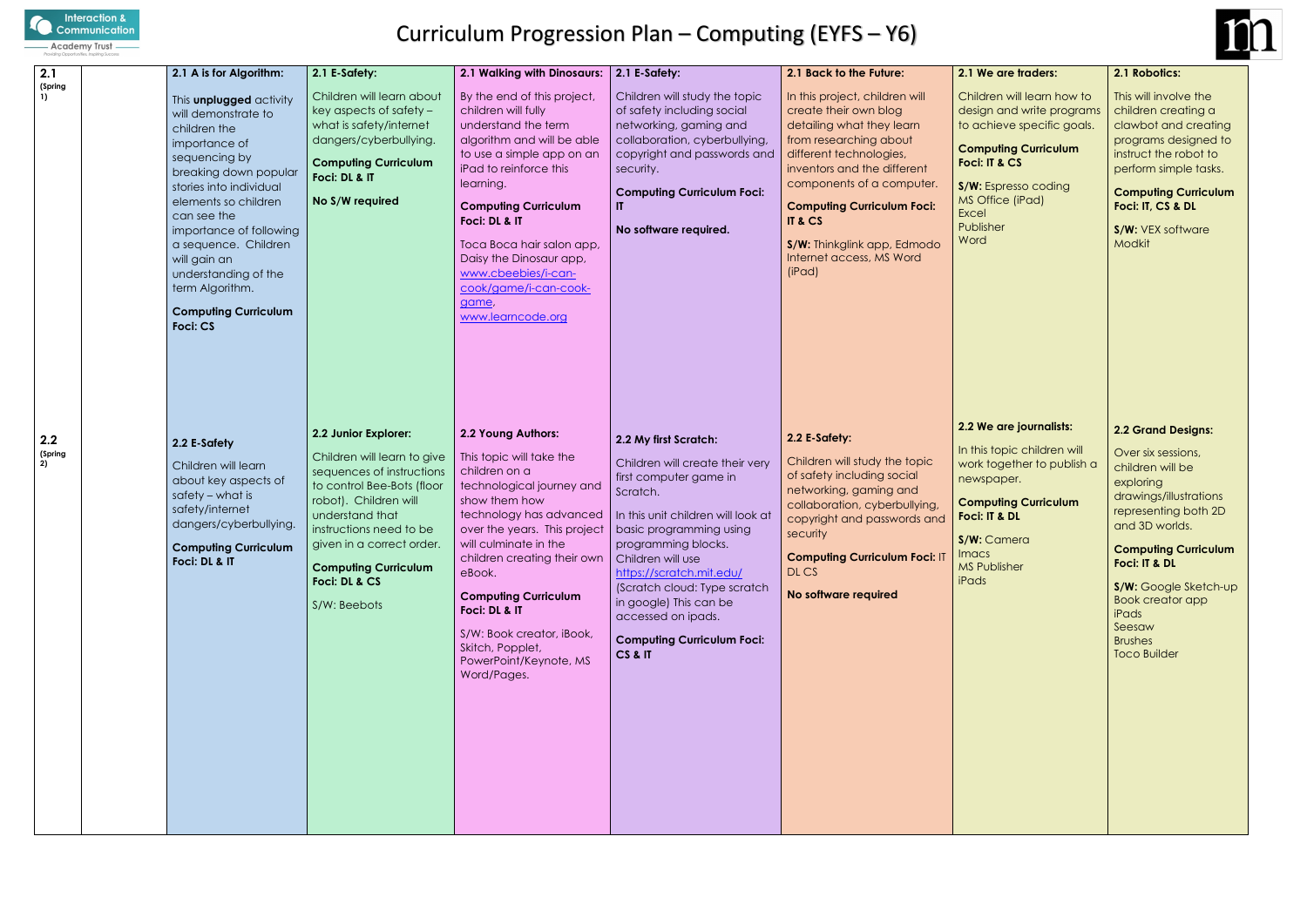# Curriculum Progression Plan – Computing (EYFS – Y6)

| | | | | | | | | |
|---|---|---|---|---|---|---|---|---|
| **2.1** (Spring 1) | | **2.1 A is for Algorithm:** This **unplugged** activity will demonstrate to children the importance of sequencing by breaking down popular stories into individual elements so children can see the importance of following a sequence. Children will gain an understanding of the term Algorithm. **Computing Curriculum Foci: CS** | **2.1 E-Safety:** Children will learn about key aspects of safety – what is safety/internet dangers/cyberbullying. **Computing Curriculum Foci: DL & IT** **No S/W required** | **2.1 Walking with Dinosaurs:** By the end of this project, children will fully understand the term algorithm and will be able to use a simple app on an iPad to reinforce this learning. **Computing Curriculum Foci: DL & IT** Toca Boca hair salon app, Daisy the Dinosaur app, www.cbeebies/i-can-cook/game/i-can-cook-game, www.learncode.org | **2.1 E-Safety:** Children will study the topic of safety including social networking, gaming and collaboration, cyberbullying, copyright and passwords and security. **Computing Curriculum Foci: IT** **No software required.** | **2.1 Back to the Future:** In this project, children will create their own blog detailing what they learn from researching about different technologies, inventors and the different components of a computer. **Computing Curriculum Foci: IT & CS** **S/W:** Thinkglink app, Edmodo Internet access, MS Word (iPad) | **2.1 We are traders:** Children will learn how to design and write programs to achieve specific goals. **Computing Curriculum Foci: IT & CS** **S/W:** Espresso coding MS Office (iPad) Excel Publisher Word | **2.1 Robotics:** This will involve the children creating a clawbot and creating programs designed to instruct the robot to perform simple tasks. **Computing Curriculum Foci: IT, CS & DL** **S/W:** VEX software Modkit |
| **2.2** (Spring 2) | | **2.2 E-Safety** Children will learn about key aspects of safety – what is safety/internet dangers/cyberbullying. **Computing Curriculum Foci: DL & IT** | **2.2 Junior Explorer:** Children will learn to give sequences of instructions to control Bee-Bots (floor robot). Children will understand that instructions need to be given in a correct order. **Computing Curriculum Foci: DL & CS** S/W: Beebots | **2.2 Young Authors:** This topic will take the children on a technological journey and show them how technology has advanced over the years. This project will culminate in the children creating their own eBook. **Computing Curriculum Foci: DL & IT** S/W: Book creator, iBook, Skitch, Popplet, PowerPoint/Keynote, MS Word/Pages. | **2.2 My first Scratch:** Children will create their very first computer game in Scratch. In this unit children will look at basic programming using programming blocks. Children will use https://scratch.mit.edu/ (Scratch cloud: Type scratch in google) This can be accessed on ipads. **Computing Curriculum Foci: CS & IT** | **2.2 E-Safety:** Children will study the topic of safety including social networking, gaming and collaboration, cyberbullying, copyright and passwords and security **Computing Curriculum Foci:** IT DL CS **No software required** | **2.2 We are journalists:** In this topic children will work together to publish a newspaper. **Computing Curriculum Foci: IT & DL** **S/W:** Camera Imacs MS Publisher iPads | **2.2 Grand Designs:** Over six sessions, children will be exploring drawings/illustrations representing both 2D and 3D worlds. **Computing Curriculum Foci: IT & DL** **S/W:** Google Sketch-up Book creator app iPads Seesaw Brushes Toco Builder |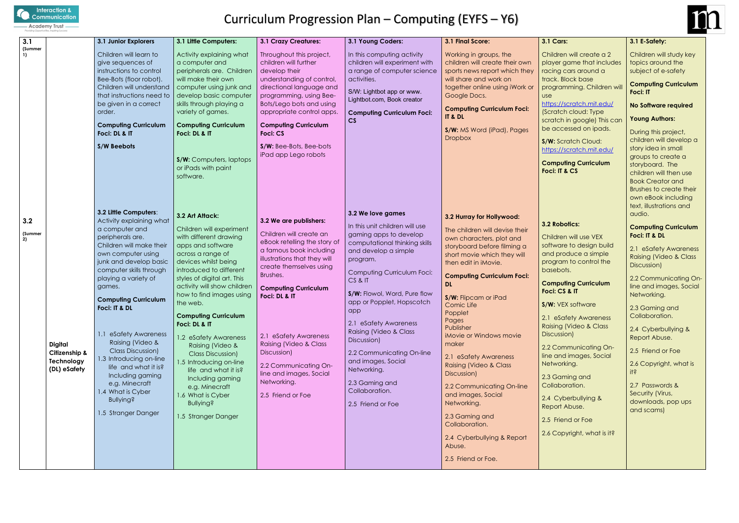# Curriculum Progression Plan – Computing (EYFS – Y6)

| | | | | | | | | |
|---|---|---|---|---|---|---|---|---|
| **3.1** (Summer 1) | | **3.1 Junior Explorers** Children will learn to give sequences of instructions to control Bee-Bots (floor robot). Children will understand that instructions need to be given in a correct order. **Computing Curriculum Foci: DL & IT** **S/W Beebots** | **3.1 Little Computers:** Activity explaining what a computer and peripherals are. Children will make their own computer using junk and develop basic computer skills through playing a variety of games. **Computing Curriculum Foci: DL & IT** **S/W:** Computers, laptops or iPads with paint software. | **3.1 Crazy Creatures:** Throughout this project, children will further develop their understanding of control, directional language and programming, using Bee-Bots/Lego bots and using appropriate control apps. **Computing Curriculum Foci: CS** **S/W:** Bee-Bots, Bee-bots iPad app Lego robots | **3.1 Young Coders:** In this computing activity children will experiment with a range of computer science activities. S/W: Lightbot app or www. Lightbot.com, Book creator **Computing Curriculum Foci: CS** | **3.1 Final Score:** Working in groups, the children will create their own sports news report which they will share and work on together online using iWork or Google Docs. **Computing Curriculum Foci: IT & DL** **S/W:** MS Word (iPad), Pages Dropbox | **3.1 Cars:** Children will create a 2 player game that includes racing cars around a track. Block base programming. Children will use https://scratch.mit.edu/ (Scratch cloud: Type scratch in google) This can be accessed on ipads. **S/W:** Scratch Cloud: https://scratch.mit.edu/ **Computing Curriculum Foci: IT & CS** | **3.1 E-Safety:** Children will study key topics around the subject of e-safety **Computing Curriculum Foci: IT** **No Software required** **Young Authors:** During this project, children will develop a story idea in small groups to create a storyboard. The children will then use Book Creator and Brushes to create their own eBook including text, illustrations and audio. **Computing Curriculum Foci: IT & DL** 2.1 eSafety Awareness Raising (Video & Class Discussion) 2.2 Communicating On-line and images, Social Networking. 2.3 Gaming and Collaboration. 2.4 Cyberbullying & Report Abuse. 2.5 Friend or Foe 2.6 Copyright, what is it? 2.7 Passwords & Security (Virus, downloads, pop ups and scams) |
| **3.2** (Summer 2) | | **3.2 Little Computers:** Activity explaining what a computer and peripherals are. Children will make their own computer using junk and develop basic computer skills through playing a variety of games. **Computing Curriculum Foci: IT & DL** | **3.2 Art Attack:** Children will experiment with different drawing apps and software across a range of devices whilst being introduced to different styles of digital art. This activity will show children how to find images using the web. **Computing Curriculum Foci: DL & IT** | **3.2 We are publishers:** Children will create an eBook retelling the story of a famous book including illustrations that they will create themselves using Brushes. **Computing Curriculum Foci: DL & IT** | **3.2 We love games** In this unit children will use gaming apps to develop computational thinking skills and develop a simple program. Computing Curriculum Foci: CS & IT **S/W:** Flowol, Word, Pure flow app or Popplet, Hopscotch app | **3.2 Hurray for Hollywood:** The children will devise their own characters, plot and storyboard before filming a short movie which they will then edit in iMovie. **Computing Curriculum Foci: DL** **S/W:** Flipcam or iPad Comic Life Popplet Pages Publisher iMovie or Windows movie maker | **3.2 Robotics:** Children will use VEX software to design build and produce a simple program to control the basebots. **Computing Curriculum Foci: CS & IT** **S/W:** VEX software | |
| | **Digital Citizenship & Technology (DL) eSafety** | 1.1 eSafety Awareness Raising (Video & Class Discussion) 1.3 Introducing on-line life and what it is? Including gaming e.g. Minecraft 1.4 What is Cyber Bullying? 1.5 Stranger Danger | 1.2 eSafety Awareness Raising (Video & Class Discussion) 1.5 Introducing on-line life and what it is? Including gaming e.g. Minecraft 1.6 What is Cyber Bullying? 1.5 Stranger Danger | 2.1 eSafety Awareness Raising (Video & Class Discussion) 2.2 Communicating On-line and images, Social Networking. 2.5 Friend or Foe | 2.1 eSafety Awareness Raising (Video & Class Discussion) 2.2 Communicating On-line and images, Social Networking. 2.3 Gaming and Collaboration. 2.5 Friend or Foe | 2.1 eSafety Awareness Raising (Video & Class Discussion) 2.2 Communicating On-line and images, Social Networking. 2.3 Gaming and Collaboration. 2.4 Cyberbullying & Report Abuse. 2.5 Friend or Foe. | 2.1 eSafety Awareness Raising (Video & Class Discussion) 2.2 Communicating On-line and images, Social Networking. 2.3 Gaming and Collaboration. 2.4 Cyberbullying & Report Abuse. 2.5 Friend or Foe 2.6 Copyright, what is it? | |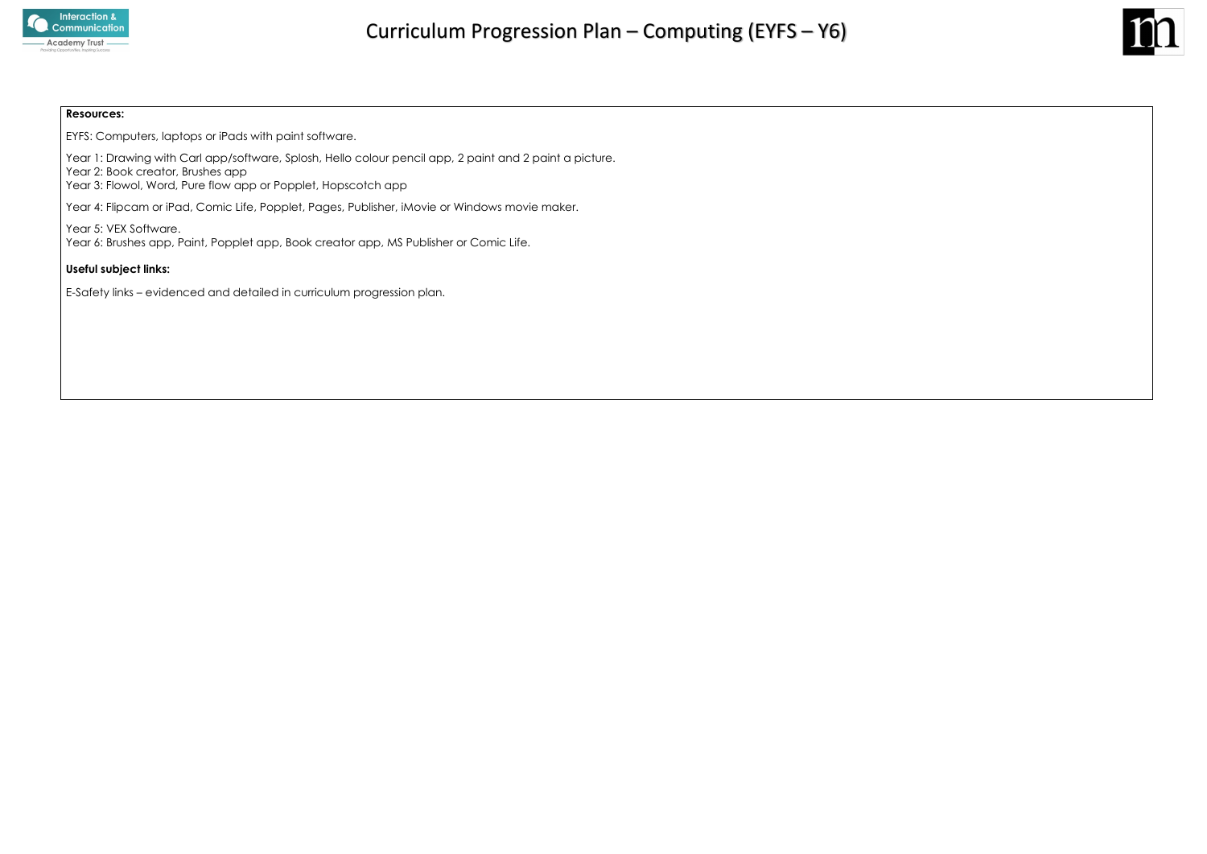**Resources:**

EYFS: Computers, laptops or iPads with paint software.

Year 1: Drawing with Carl app/software, Splosh, Hello colour pencil app, 2 paint and 2 paint a picture.
Year 2: Book creator, Brushes app
Year 3: Flowol, Word, Pure flow app or Popplet, Hopscotch app

Year 4: Flipcam or iPad, Comic Life, Popplet, Pages, Publisher, iMovie or Windows movie maker.

Year 5: VEX Software.
Year 6: Brushes app, Paint, Popplet app, Book creator app, MS Publisher or Comic Life.

**Useful subject links:**

E-Safety links – evidenced and detailed in curriculum progression plan.